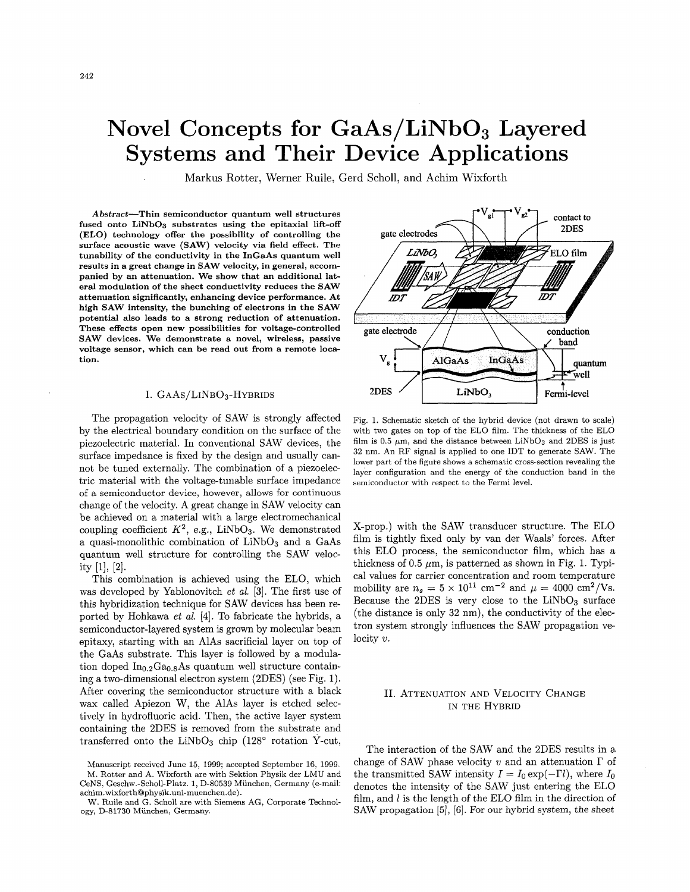# Novel Concepts for GaAs/LiNbO$_3$ Layered Systems and Their Device Applications

Markus Rotter, Werner Ruile, Gerd Scholl, and Achim Wixforth

***Abstract*—Thin semiconductor quantum well structures fused onto LiNbO$_3$ substrates using the epitaxial lift-off (ELO) technology offer the possibility of controlling the surface acoustic wave (SAW) velocity via field effect. The tunability of the conductivity in the InGaAs quantum well results in a great change in SAW velocity, in general, accompanied by an attenuation. We show that an additional lateral modulation of the sheet conductivity reduces the SAW attenuation significantly, enhancing device performance. At high SAW intensity, the bunching of electrons in the SAW potential also leads to a strong reduction of attenuation. These effects open new possibilities for voltage-controlled SAW devices. We demonstrate a novel, wireless, passive voltage sensor, which can be read out from a remote location.**

## I. GaAs/LiNbO$_3$-Hybrids

The propagation velocity of SAW is strongly affected by the electrical boundary condition on the surface of the piezoelectric material. In conventional SAW devices, the surface impedance is fixed by the design and usually cannot be tuned externally. The combination of a piezoelectric material with the voltage-tunable surface impedance of a semiconductor device, however, allows for continuous change of the velocity. A great change in SAW velocity can be achieved on a material with a large electromechanical coupling coefficient $K^2$, e.g., LiNbO$_3$. We demonstrated a quasi-monolithic combination of LiNbO$_3$ and a GaAs quantum well structure for controlling the SAW velocity [1], [2].

This combination is achieved using the ELO, which was developed by Yablonovitch *et al.* [3]. The first use of this hybridization technique for SAW devices has been reported by Hohkawa *et al.* [4]. To fabricate the hybrids, a semiconductor-layered system is grown by molecular beam epitaxy, starting with an AlAs sacrificial layer on top of the GaAs substrate. This layer is followed by a modulation doped In$_{0.2}$Ga$_{0.8}$As quantum well structure containing a two-dimensional electron system (2DES) (see Fig. 1). After covering the semiconductor structure with a black wax called Apiezon W, the AlAs layer is etched selectively in hydrofluoric acid. Then, the active layer system containing the 2DES is removed from the substrate and transferred onto the LiNbO$_3$ chip (128° rotation Y-cut, X-prop.) with the SAW transducer structure. The ELO film is tightly fixed only by van der Waals' forces. After this ELO process, the semiconductor film, which has a thickness of 0.5 $\mu$m, is patterned as shown in Fig. 1. Typical values for carrier concentration and room temperature mobility are $n_s = 5 \times 10^{11}$ cm$^{-2}$ and $\mu = 4000$ cm$^2$/Vs. Because the 2DES is very close to the LiNbO$_3$ surface (the distance is only 32 nm), the conductivity of the electron system strongly influences the SAW propagation velocity $v$.

Fig. 1. Schematic sketch of the hybrid device (not drawn to scale) with two gates on top of the ELO film. The thickness of the ELO film is 0.5 $\mu$m, and the distance between LiNbO$_3$ and 2DES is just 32 nm. An RF signal is applied to one IDT to generate SAW. The lower part of the figure shows a schematic cross-section revealing the layer configuration and the energy of the conduction band in the semiconductor with respect to the Fermi level.

## II. Attenuation and Velocity Change in the Hybrid

The interaction of the SAW and the 2DES results in a change of SAW phase velocity $v$ and an attenuation $\Gamma$ of the transmitted SAW intensity $I = I_0 \exp(-\Gamma l)$, where $I_0$ denotes the intensity of the SAW just entering the ELO film, and $l$ is the length of the ELO film in the direction of SAW propagation [5], [6]. For our hybrid system, the sheet

Manuscript received June 15, 1999; accepted September 16, 1999.

M. Rotter and A. Wixforth are with Sektion Physik der LMU and CeNS, Geschw.-Scholl-Platz. 1, D-80539 München, Germany (e-mail: achim.wixforth@physik.uni-muenchen.de).

W. Ruile and G. Scholl are with Siemens AG, Corporate Technology, D-81730 München, Germany.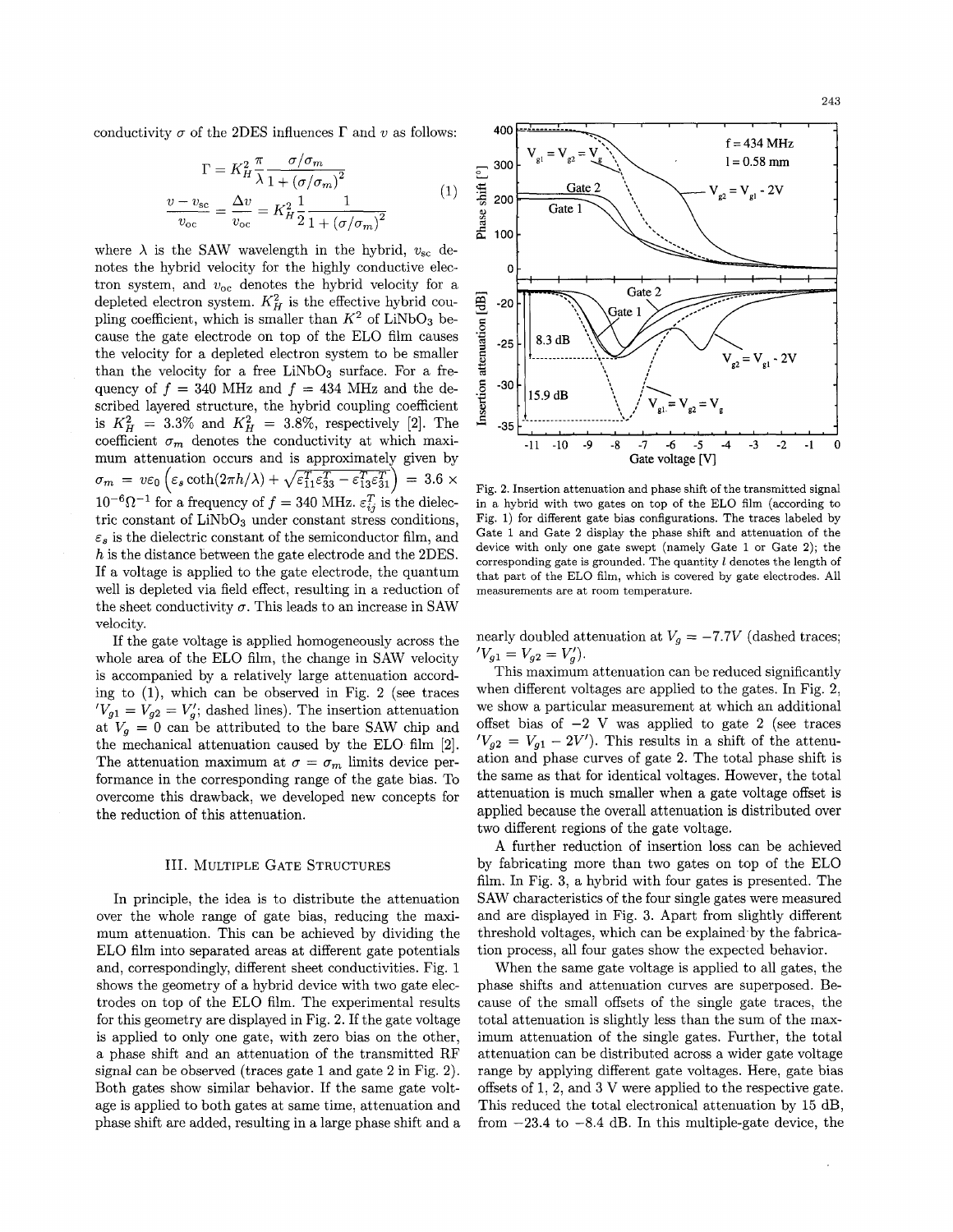conductivity $\sigma$ of the 2DES influences $\Gamma$ and $v$ as follows:

$$
\begin{aligned}
\Gamma &= K_H^2 \frac{\pi}{\lambda} \frac{\sigma/\sigma_m}{1+(\sigma/\sigma_m)^2} \\
\frac{v - v_{\rm sc}}{v_{\rm oc}} &= \frac{\Delta v}{v_{\rm oc}} = K_H^2 \frac{1}{2} \frac{1}{1+(\sigma/\sigma_m)^2}
\end{aligned}
\tag{1}
$$

where $\lambda$ is the SAW wavelength in the hybrid, $v_{\rm sc}$ denotes the hybrid velocity for the highly conductive electron system, and $v_{\rm oc}$ denotes the hybrid velocity for a depleted electron system. $K_H^2$ is the effective hybrid coupling coefficient, which is smaller than $K^2$ of $LiNbO_3$ because the gate electrode on top of the ELO film causes the velocity for a depleted electron system to be smaller than the velocity for a free $LiNbO_3$ surface. For a frequency of $f = 340$ MHz and $f = 434$ MHz and the described layered structure, the hybrid coupling coefficient is $K_H^2 = 3.3\%$ and $K_H^2 = 3.8\%$, respectively [2]. The coefficient $\sigma_m$ denotes the conductivity at which maximum attenuation occurs and is approximately given by $\sigma_m = v\varepsilon_0 \left(\varepsilon_s \coth(2\pi h/\lambda) + \sqrt{\varepsilon_{11}^T \varepsilon_{33}^T - \varepsilon_{13}^T \varepsilon_{31}^T}\right) = 3.6 \times 10^{-6}\Omega^{-1}$ for a frequency of $f = 340$ MHz. $\varepsilon_{ij}^T$ is the dielectric constant of $LiNbO_3$ under constant stress conditions, $\varepsilon_s$ is the dielectric constant of the semiconductor film, and $h$ is the distance between the gate electrode and the 2DES. If a voltage is applied to the gate electrode, the quantum well is depleted via field effect, resulting in a reduction of the sheet conductivity $\sigma$. This leads to an increase in SAW velocity.

If the gate voltage is applied homogeneously across the whole area of the ELO film, the change in SAW velocity is accompanied by a relatively large attenuation according to (1), which can be observed in Fig. 2 (see traces '$V_{g1} = V_{g2} = V_g'$; dashed lines). The insertion attenuation at $V_g = 0$ can be attributed to the bare SAW chip and the mechanical attenuation caused by the ELO film [2]. The attenuation maximum at $\sigma = \sigma_m$ limits device performance in the corresponding range of the gate bias. To overcome this drawback, we developed new concepts for the reduction of this attenuation.

## III. Multiple Gate Structures

In principle, the idea is to distribute the attenuation over the whole range of gate bias, reducing the maximum attenuation. This can be achieved by dividing the ELO film into separated areas at different gate potentials and, correspondingly, different sheet conductivities. Fig. 1 shows the geometry of a hybrid device with two gate electrodes on top of the ELO film. The experimental results for this geometry are displayed in Fig. 2. If the gate voltage is applied to only one gate, with zero bias on the other, a phase shift and an attenuation of the transmitted RF signal can be observed (traces gate 1 and gate 2 in Fig. 2). Both gates show similar behavior. If the same gate voltage is applied to both gates at same time, attenuation and phase shift are added, resulting in a large phase shift and a nearly doubled attenuation at $V_g = -7.7V$ (dashed traces; '$V_{g1} = V_{g2} = V_g'$).

Fig. 2. Insertion attenuation and phase shift of the transmitted signal in a hybrid with two gates on top of the ELO film (according to Fig. 1) for different gate bias configurations. The traces labeled by Gate 1 and Gate 2 display the phase shift and attenuation of the device with only one gate swept (namely Gate 1 or Gate 2); the corresponding gate is grounded. The quantity $l$ denotes the length of that part of the ELO film, which is covered by gate electrodes. All measurements are at room temperature.

This maximum attenuation can be reduced significantly when different voltages are applied to the gates. In Fig. 2, we show a particular measurement at which an additional offset bias of $-2$ V was applied to gate 2 (see traces '$V_{g2} = V_{g1} - 2V'$). This results in a shift of the attenuation and phase curves of gate 2. The total phase shift is the same as that for identical voltages. However, the total attenuation is much smaller when a gate voltage offset is applied because the overall attenuation is distributed over two different regions of the gate voltage.

A further reduction of insertion loss can be achieved by fabricating more than two gates on top of the ELO film. In Fig. 3, a hybrid with four gates is presented. The SAW characteristics of the four single gates were measured and are displayed in Fig. 3. Apart from slightly different threshold voltages, which can be explained by the fabrication process, all four gates show the expected behavior.

When the same gate voltage is applied to all gates, the phase shifts and attenuation curves are superposed. Because of the small offsets of the single gate traces, the total attenuation is slightly less than the sum of the maximum attenuation of the single gates. Further, the total attenuation can be distributed across a wider gate voltage range by applying different gate voltages. Here, gate bias offsets of 1, 2, and 3 V were applied to the respective gate. This reduced the total electronical attenuation by 15 dB, from $-23.4$ to $-8.4$ dB. In this multiple-gate device, the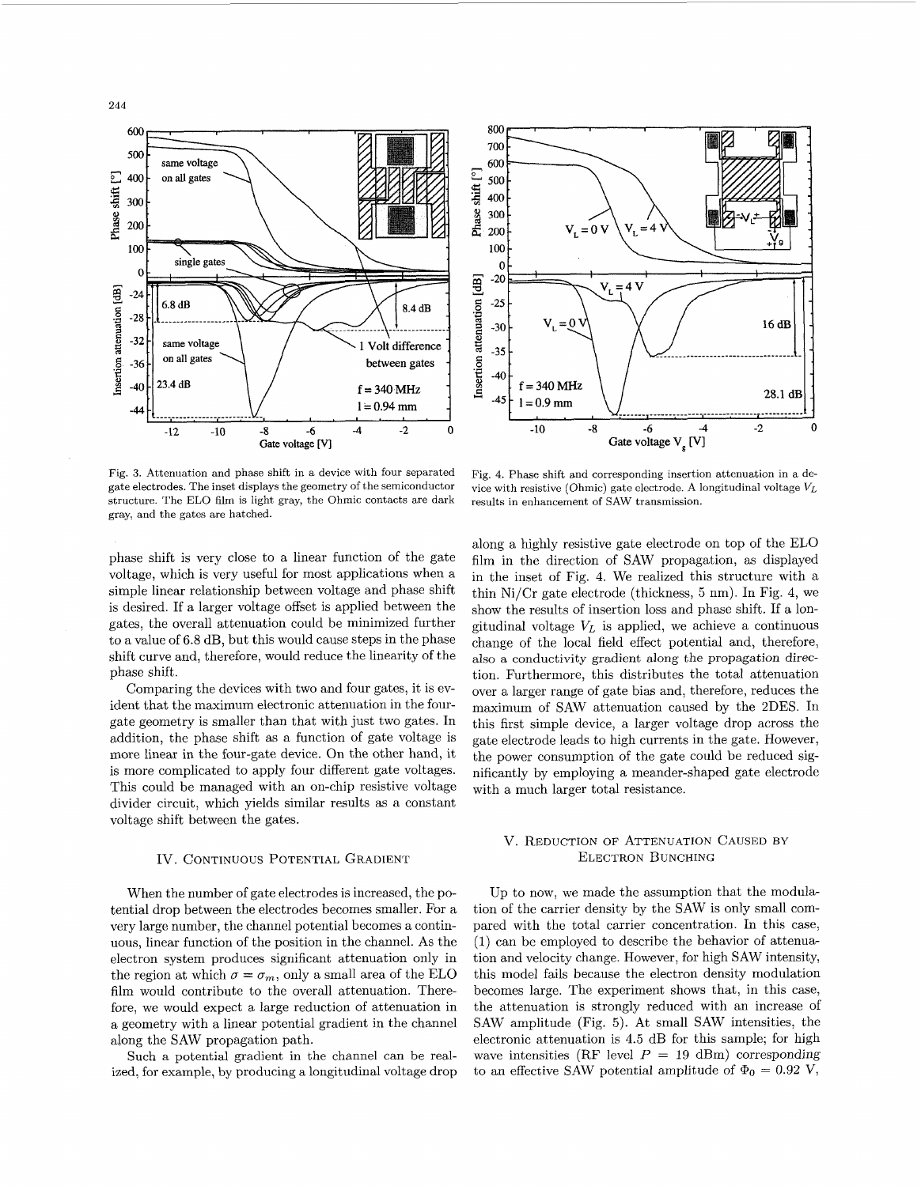Fig. 3. Attenuation and phase shift in a device with four separated gate electrodes. The inset displays the geometry of the semiconductor structure. The ELO film is light gray, the Ohmic contacts are dark gray, and the gates are hatched.

Fig. 4. Phase shift and corresponding insertion attenuation in a device with resistive (Ohmic) gate electrode. A longitudinal voltage $V_L$ results in enhancement of SAW transmission.

phase shift is very close to a linear function of the gate voltage, which is very useful for most applications when a simple linear relationship between voltage and phase shift is desired. If a larger voltage offset is applied between the gates, the overall attenuation could be minimized further to a value of 6.8 dB, but this would cause steps in the phase shift curve and, therefore, would reduce the linearity of the phase shift.

Comparing the devices with two and four gates, it is evident that the maximum electronic attenuation in the four-gate geometry is smaller than that with just two gates. In addition, the phase shift as a function of gate voltage is more linear in the four-gate device. On the other hand, it is more complicated to apply four different gate voltages. This could be managed with an on-chip resistive voltage divider circuit, which yields similar results as a constant voltage shift between the gates.

## IV. Continuous Potential Gradient

When the number of gate electrodes is increased, the potential drop between the electrodes becomes smaller. For a very large number, the channel potential becomes a continuous, linear function of the position in the channel. As the electron system produces significant attenuation only in the region at which $\sigma = \sigma_m$, only a small area of the ELO film would contribute to the overall attenuation. Therefore, we would expect a large reduction of attenuation in a geometry with a linear potential gradient in the channel along the SAW propagation path.

Such a potential gradient in the channel can be realized, for example, by producing a longitudinal voltage drop along a highly resistive gate electrode on top of the ELO film in the direction of SAW propagation, as displayed in the inset of Fig. 4. We realized this structure with a thin Ni/Cr gate electrode (thickness, 5 nm). In Fig. 4, we show the results of insertion loss and phase shift. If a longitudinal voltage $V_L$ is applied, we achieve a continuous change of the local field effect potential and, therefore, also a conductivity gradient along the propagation direction. Furthermore, this distributes the total attenuation over a larger range of gate bias and, therefore, reduces the maximum of SAW attenuation caused by the 2DES. In this first simple device, a larger voltage drop across the gate electrode leads to high currents in the gate. However, the power consumption of the gate could be reduced significantly by employing a meander-shaped gate electrode with a much larger total resistance.

## V. Reduction of Attenuation Caused by Electron Bunching

Up to now, we made the assumption that the modulation of the carrier density by the SAW is only small compared with the total carrier concentration. In this case, (1) can be employed to describe the behavior of attenuation and velocity change. However, for high SAW intensity, this model fails because the electron density modulation becomes large. The experiment shows that, in this case, the attenuation is strongly reduced with an increase of SAW amplitude (Fig. 5). At small SAW intensities, the electronic attenuation is 4.5 dB for this sample; for high wave intensities (RF level $P$ = 19 dBm) corresponding to an effective SAW potential amplitude of $\Phi_0$ = 0.92 V,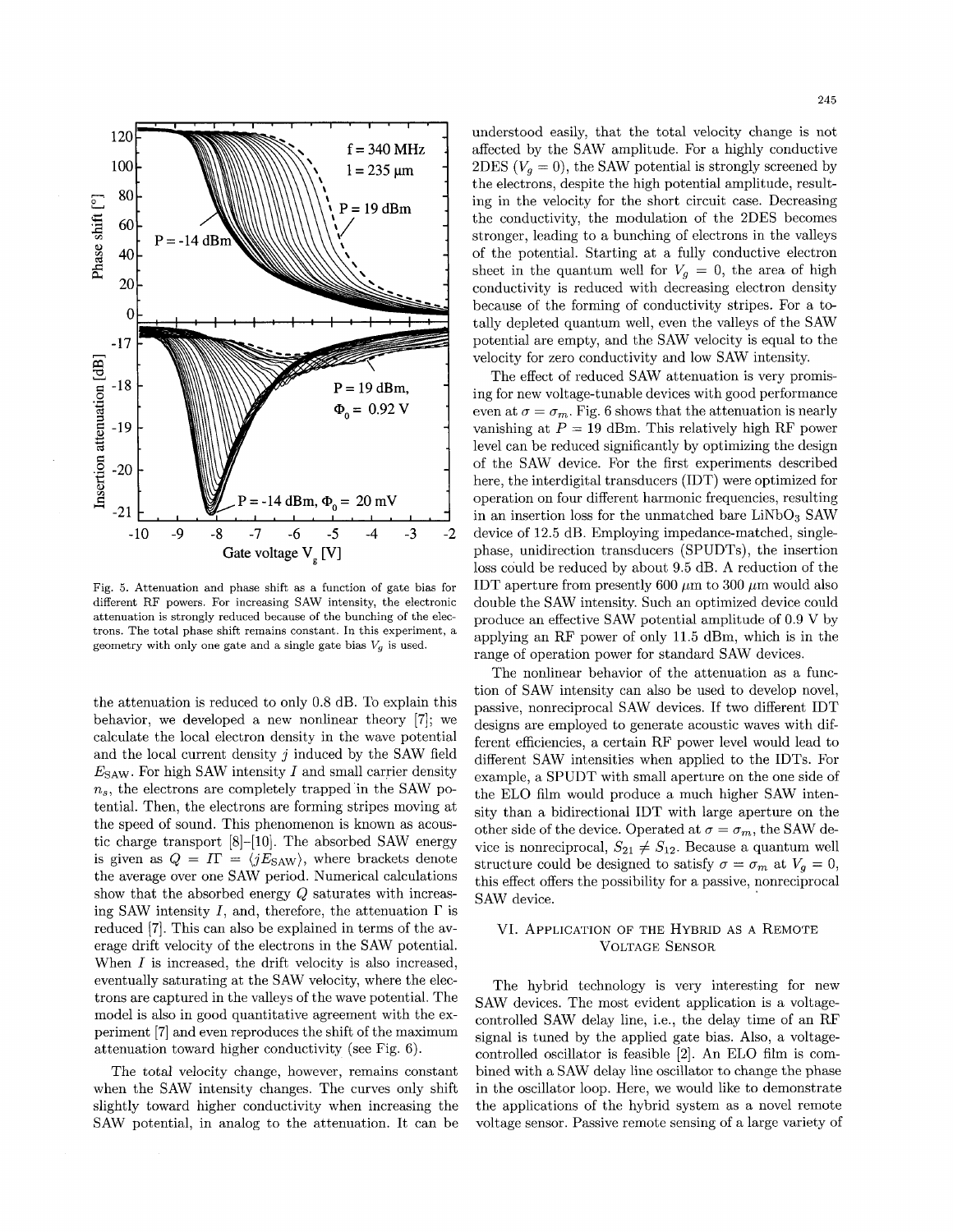Fig. 5. Attenuation and phase shift as a function of gate bias for different RF powers. For increasing SAW intensity, the electronic attenuation is strongly reduced because of the bunching of the electrons. The total phase shift remains constant. In this experiment, a geometry with only one gate and a single gate bias $V_g$ is used.

the attenuation is reduced to only 0.8 dB. To explain this behavior, we developed a new nonlinear theory [7]; we calculate the local electron density in the wave potential and the local current density $j$ induced by the SAW field $E_{\mathrm{SAW}}$. For high SAW intensity $I$ and small carrier density $n_s$, the electrons are completely trapped in the SAW potential. Then, the electrons are forming stripes moving at the speed of sound. This phenomenon is known as acoustic charge transport [8]–[10]. The absorbed SAW energy is given as $Q = I\Gamma = \langle jE_{\mathrm{SAW}} \rangle$, where brackets denote the average over one SAW period. Numerical calculations show that the absorbed energy $Q$ saturates with increasing SAW intensity $I$, and, therefore, the attenuation $\Gamma$ is reduced [7]. This can also be explained in terms of the average drift velocity of the electrons in the SAW potential. When $I$ is increased, the drift velocity is also increased, eventually saturating at the SAW velocity, where the electrons are captured in the valleys of the wave potential. The model is also in good quantitative agreement with the experiment [7] and even reproduces the shift of the maximum attenuation toward higher conductivity (see Fig. 6).

The total velocity change, however, remains constant when the SAW intensity changes. The curves only shift slightly toward higher conductivity when increasing the SAW potential, in analog to the attenuation. It can be understood easily, that the total velocity change is not affected by the SAW amplitude. For a highly conductive 2DES ($V_g = 0$), the SAW potential is strongly screened by the electrons, despite the high potential amplitude, resulting in the velocity for the short circuit case. Decreasing the conductivity, the modulation of the 2DES becomes stronger, leading to a bunching of electrons in the valleys of the potential. Starting at a fully conductive electron sheet in the quantum well for $V_g = 0$, the area of high conductivity is reduced with decreasing electron density because of the forming of conductivity stripes. For a totally depleted quantum well, even the valleys of the SAW potential are empty, and the SAW velocity is equal to the velocity for zero conductivity and low SAW intensity.

The effect of reduced SAW attenuation is very promising for new voltage-tunable devices with good performance even at $\sigma = \sigma_m$. Fig. 6 shows that the attenuation is nearly vanishing at $P = 19$ dBm. This relatively high RF power level can be reduced significantly by optimizing the design of the SAW device. For the first experiments described here, the interdigital transducers (IDT) were optimized for operation on four different harmonic frequencies, resulting in an insertion loss for the unmatched bare $\mathrm{LiNbO_3}$ SAW device of 12.5 dB. Employing impedance-matched, single-phase, unidirection transducers (SPUDTs), the insertion loss could be reduced by about 9.5 dB. A reduction of the IDT aperture from presently 600 $\mu$m to 300 $\mu$m would also double the SAW intensity. Such an optimized device could produce an effective SAW potential amplitude of 0.9 V by applying an RF power of only 11.5 dBm, which is in the range of operation power for standard SAW devices.

The nonlinear behavior of the attenuation as a function of SAW intensity can also be used to develop novel, passive, nonreciprocal SAW devices. If two different IDT designs are employed to generate acoustic waves with different efficiencies, a certain RF power level would lead to different SAW intensities when applied to the IDTs. For example, a SPUDT with small aperture on the one side of the ELO film would produce a much higher SAW intensity than a bidirectional IDT with large aperture on the other side of the device. Operated at $\sigma = \sigma_m$, the SAW device is nonreciprocal, $S_{21} \neq S_{12}$. Because a quantum well structure could be designed to satisfy $\sigma = \sigma_m$ at $V_g = 0$, this effect offers the possibility for a passive, nonreciprocal SAW device.

## VI. Application of the Hybrid as a Remote Voltage Sensor

The hybrid technology is very interesting for new SAW devices. The most evident application is a voltage-controlled SAW delay line, i.e., the delay time of an RF signal is tuned by the applied gate bias. Also, a voltage-controlled oscillator is feasible [2]. An ELO film is combined with a SAW delay line oscillator to change the phase in the oscillator loop. Here, we would like to demonstrate the applications of the hybrid system as a novel remote voltage sensor. Passive remote sensing of a large variety of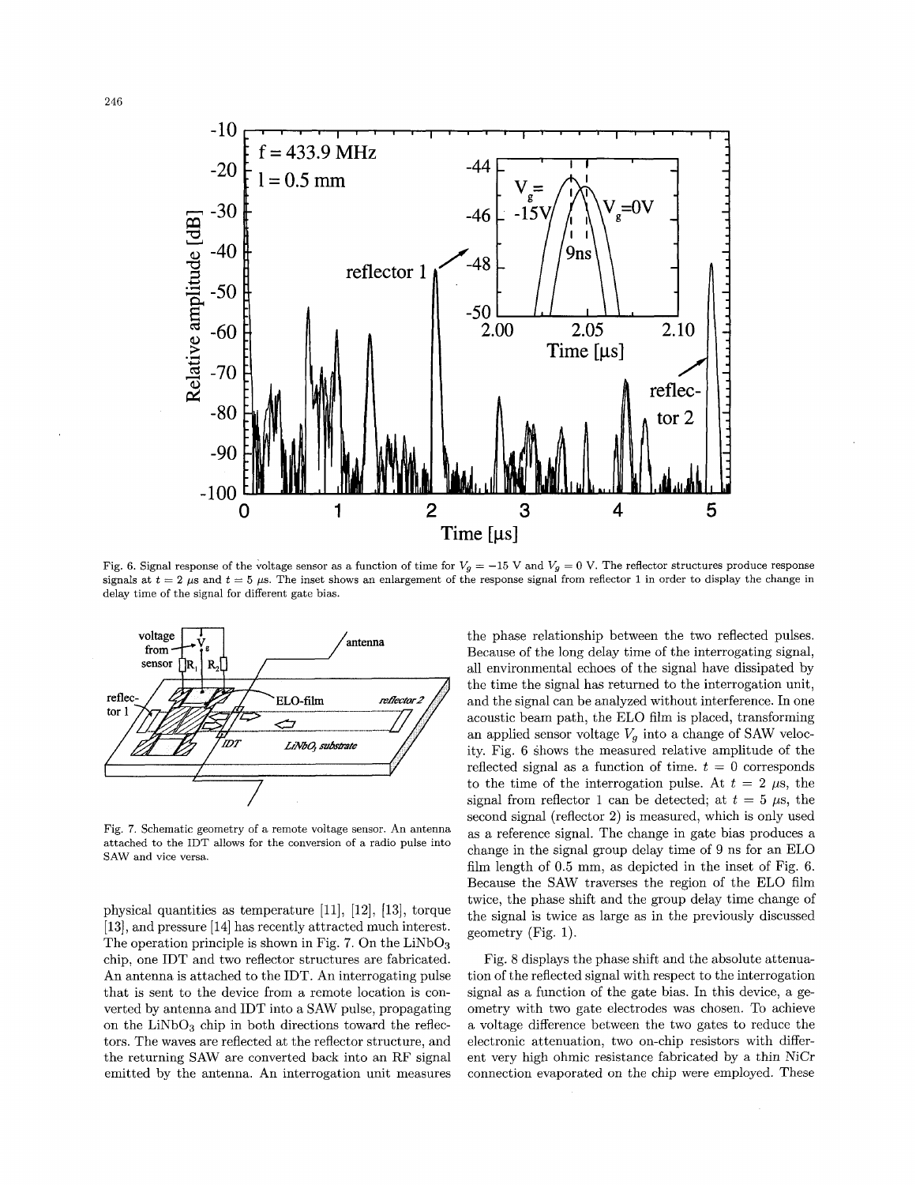Fig. 6. Signal response of the voltage sensor as a function of time for $V_g = -15$ V and $V_g = 0$ V. The reflector structures produce response signals at $t = 2$ μs and $t = 5$ μs. The inset shows an enlargement of the response signal from reflector 1 in order to display the change in delay time of the signal for different gate bias.

Fig. 7. Schematic geometry of a remote voltage sensor. An antenna attached to the IDT allows for the conversion of a radio pulse into SAW and vice versa.

physical quantities as temperature [11], [12], [13], torque [13], and pressure [14] has recently attracted much interest. The operation principle is shown in Fig. 7. On the $LiNbO_3$ chip, one IDT and two reflector structures are fabricated. An antenna is attached to the IDT. An interrogating pulse that is sent to the device from a remote location is converted by antenna and IDT into a SAW pulse, propagating on the $LiNbO_3$ chip in both directions toward the reflectors. The waves are reflected at the reflector structure, and the returning SAW are converted back into an RF signal emitted by the antenna. An interrogation unit measures the phase relationship between the two reflected pulses. Because of the long delay time of the interrogating signal, all environmental echoes of the signal have dissipated by the time the signal has returned to the interrogation unit, and the signal can be analyzed without interference. In one acoustic beam path, the ELO film is placed, transforming an applied sensor voltage $V_g$ into a change of SAW velocity. Fig. 6 shows the measured relative amplitude of the reflected signal as a function of time. $t = 0$ corresponds to the time of the interrogation pulse. At $t = 2$ μs, the signal from reflector 1 can be detected; at $t = 5$ μs, the second signal (reflector 2) is measured, which is only used as a reference signal. The change in gate bias produces a change in the signal group delay time of 9 ns for an ELO film length of 0.5 mm, as depicted in the inset of Fig. 6. Because the SAW traverses the region of the ELO film twice, the phase shift and the group delay time change of the signal is twice as large as in the previously discussed geometry (Fig. 1).

Fig. 8 displays the phase shift and the absolute attenuation of the reflected signal with respect to the interrogation signal as a function of the gate bias. In this device, a geometry with two gate electrodes was chosen. To achieve a voltage difference between the two gates to reduce the electronic attenuation, two on-chip resistors with different very high ohmic resistance fabricated by a thin NiCr connection evaporated on the chip were employed. These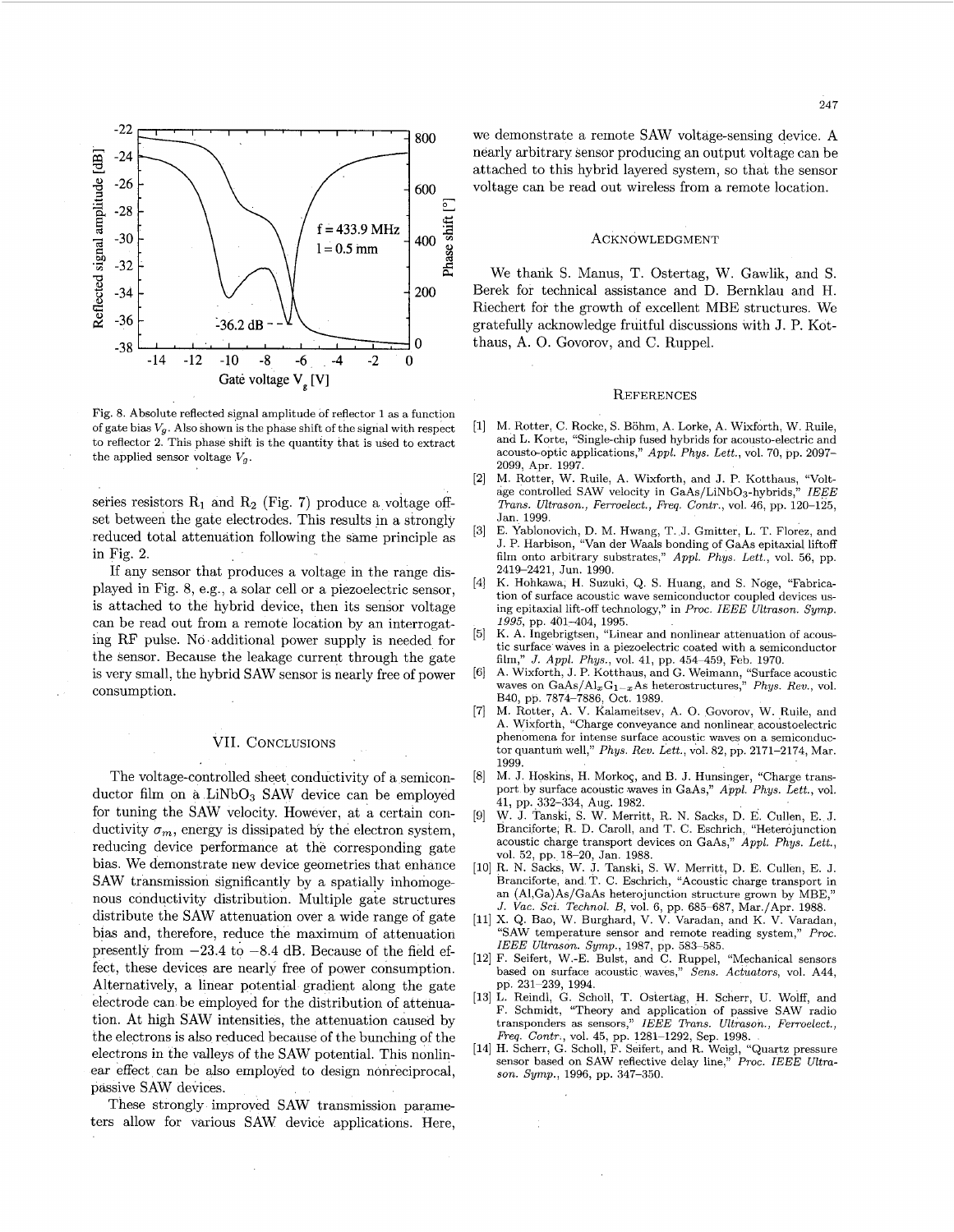Fig. 8. Absolute reflected signal amplitude of reflector 1 as a function of gate bias $V_g$. Also shown is the phase shift of the signal with respect to reflector 2. This phase shift is the quantity that is used to extract the applied sensor voltage $V_g$.

series resistors $R_1$ and $R_2$ (Fig. 7) produce a voltage offset between the gate electrodes. This results in a strongly reduced total attenuation following the same principle as in Fig. 2.

If any sensor that produces a voltage in the range displayed in Fig. 8, e.g., a solar cell or a piezoelectric sensor, is attached to the hybrid device, then its sensor voltage can be read out from a remote location by an interrogating RF pulse. No additional power supply is needed for the sensor. Because the leakage current through the gate is very small, the hybrid SAW sensor is nearly free of power consumption.

## VII. Conclusions

The voltage-controlled sheet conductivity of a semiconductor film on a $LiNbO_3$ SAW device can be employed for tuning the SAW velocity. However, at a certain conductivity $\sigma_m$, energy is dissipated by the electron system, reducing device performance at the corresponding gate bias. We demonstrate new device geometries that enhance SAW transmission significantly by a spatially inhomogenous conductivity distribution. Multiple gate structures distribute the SAW attenuation over a wide range of gate bias and, therefore, reduce the maximum of attenuation presently from −23.4 to −8.4 dB. Because of the field effect, these devices are nearly free of power consumption. Alternatively, a linear potential gradient along the gate electrode can be employed for the distribution of attenuation. At high SAW intensities, the attenuation caused by the electrons is also reduced because of the bunching of the electrons in the valleys of the SAW potential. This nonlinear effect can be also employed to design nonreciprocal, passive SAW devices.

These strongly improved SAW transmission parameters allow for various SAW device applications. Here, we demonstrate a remote SAW voltage-sensing device. A nearly arbitrary sensor producing an output voltage can be attached to this hybrid layered system, so that the sensor voltage can be read out wireless from a remote location.

## Acknowledgment

We thank S. Manus, T. Ostertag, W. Gawlik, and S. Berek for technical assistance and D. Bernklau and H. Riechert for the growth of excellent MBE structures. We gratefully acknowledge fruitful discussions with J. P. Kotthaus, A. O. Govorov, and C. Ruppel.

## References

[1] M. Rotter, C. Rocke, S. Böhm, A. Lorke, A. Wixforth, W. Ruile, and L. Korte, "Single-chip fused hybrids for acousto-electric and acousto-optic applications," *Appl. Phys. Lett.*, vol. 70, pp. 2097–2099, Apr. 1997.

[2] M. Rotter, W. Ruile, A. Wixforth, and J. P. Kotthaus, "Voltage controlled SAW velocity in $GaAs/LiNbO_3$-hybrids," *IEEE Trans. Ultrason., Ferroelect., Freq. Contr.*, vol. 46, pp. 120–125, Jan. 1999.

[3] E. Yablonovich, D. M. Hwang, T. J. Gmitter, L. T. Florez, and J. P. Harbison, "Van der Waals bonding of GaAs epitaxial liftoff film onto arbitrary substrates," *Appl. Phys. Lett.*, vol. 56, pp. 2419–2421, Jun. 1990.

[4] K. Hohkawa, H. Suzuki, Q. S. Huang, and S. Noge, "Fabrication of surface acoustic wave semiconductor coupled devices using epitaxial lift-off technology," in *Proc. IEEE Ultrason. Symp. 1995*, pp. 401–404, 1995.

[5] K. A. Ingebrigtsen, "Linear and nonlinear attenuation of acoustic surface waves in a piezoelectric coated with a semiconductor film," *J. Appl. Phys.*, vol. 41, pp. 454–459, Feb. 1970.

[6] A. Wixforth, J. P. Kotthaus, and G. Weimann, "Surface acoustic waves on $GaAs/Al_xG_{1-x}As$ heterostructures," *Phys. Rev.*, vol. B40, pp. 7874–7886, Oct. 1989.

[7] M. Rotter, A. V. Kalameitsev, A. O. Govorov, W. Ruile, and A. Wixforth, "Charge conveyance and nonlinear acoustoelectric phenomena for intense surface acoustic waves on a semiconductor quantum well," *Phys. Rev. Lett.*, vol. 82, pp. 2171–2174, Mar. 1999.

[8] M. J. Hoskins, H. Morkoç, and B. J. Hunsinger, "Charge transport by surface acoustic waves in GaAs," *Appl. Phys. Lett.*, vol. 41, pp. 332–334, Aug. 1982.

[9] W. J. Tanski, S. W. Merritt, R. N. Sacks, D. E. Cullen, E. J. Branciforte, R. D. Caroll, and T. C. Eschrich, "Heterojunction acoustic charge transport devices on GaAs," *Appl. Phys. Lett.*, vol. 52, pp. 18–20, Jan. 1988.

[10] R. N. Sacks, W. J. Tanski, S. W. Merritt, D. E. Cullen, E. J. Branciforte, and T. C. Eschrich, "Acoustic charge transport in an (Al,Ga)As/GaAs heterojunction structure grown by MBE," *J. Vac. Sci. Technol. B*, vol. 6, pp. 685–687, Mar./Apr. 1988.

[11] X. Q. Bao, W. Burghard, V. V. Varadan, and K. V. Varadan, "SAW temperature sensor and remote reading system," *Proc. IEEE Ultrason. Symp.*, 1987, pp. 583–585.

[12] F. Seifert, W.-E. Bulst, and C. Ruppel, "Mechanical sensors based on surface acoustic waves," *Sens. Actuators*, vol. A44, pp. 231–239, 1994.

[13] L. Reindl, G. Scholl, T. Ostertag, H. Scherr, U. Wolff, and F. Schmidt, "Theory and application of passive SAW radio transponders as sensors," *IEEE Trans. Ultrason., Ferroelect., Freq. Contr.*, vol. 45, pp. 1281–1292, Sep. 1998.

[14] H. Scherr, G. Scholl, F. Seifert, and R. Weigl, "Quartz pressure sensor based on SAW reflective delay line," *Proc. IEEE Ultrason. Symp.*, 1996, pp. 347–350.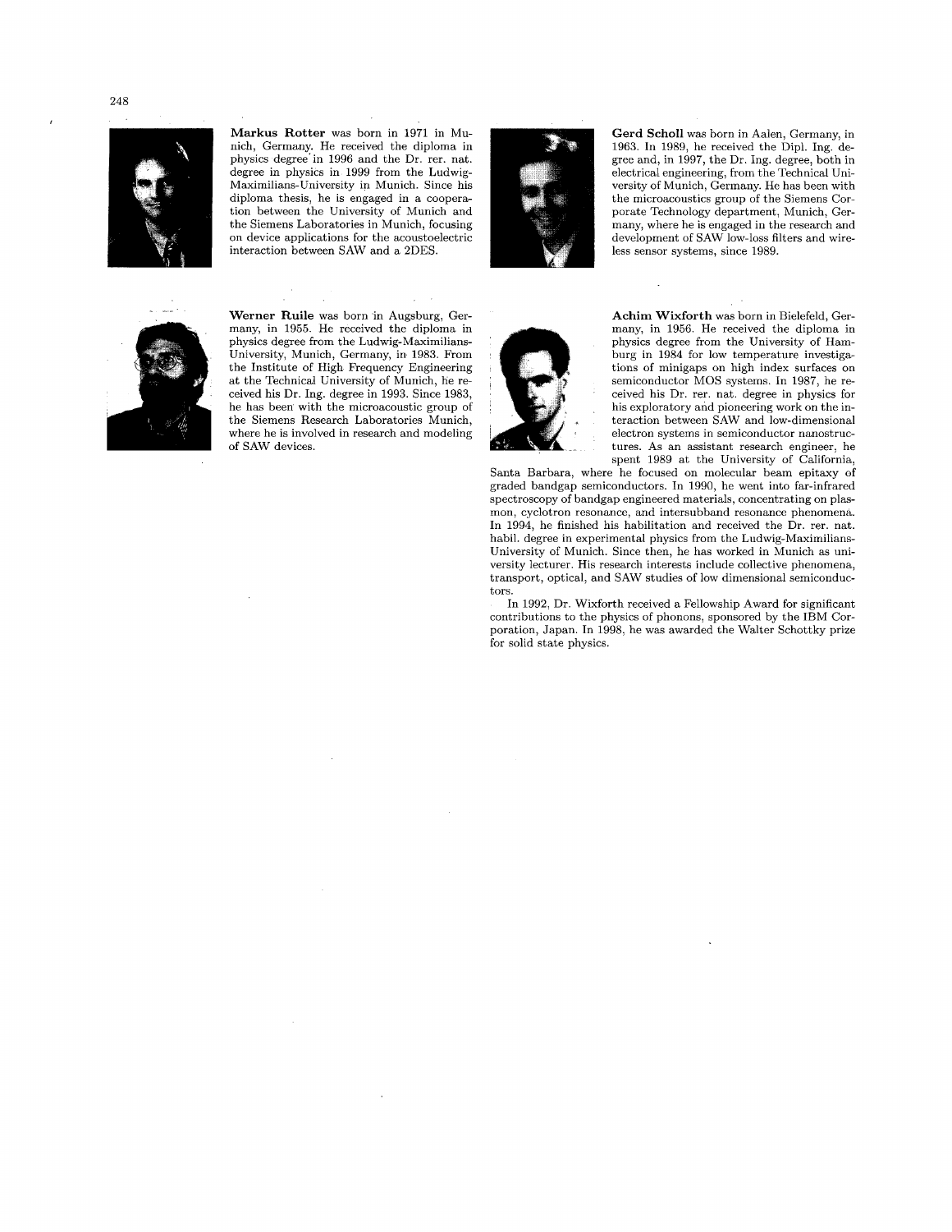**Markus Rotter** was born in 1971 in Munich, Germany. He received the diploma in physics degree in 1996 and the Dr. rer. nat. degree in physics in 1999 from the Ludwig-Maximilians-University in Munich. Since his diploma thesis, he is engaged in a cooperation between the University of Munich and the Siemens Laboratories in Munich, focusing on device applications for the acoustoelectric interaction between SAW and a 2DES.

**Werner Ruile** was born in Augsburg, Germany, in 1955. He received the diploma in physics degree from the Ludwig-Maximilians-University, Munich, Germany, in 1983. From the Institute of High Frequency Engineering at the Technical University of Munich, he received his Dr. Ing. degree in 1993. Since 1983, he has been with the microacoustic group of the Siemens Research Laboratories Munich, where he is involved in research and modeling of SAW devices.

**Gerd Scholl** was born in Aalen, Germany, in 1963. In 1989, he received the Dipl. Ing. degree and, in 1997, the Dr. Ing. degree, both in electrical engineering, from the Technical University of Munich, Germany. He has been with the microacoustics group of the Siemens Corporate Technology department, Munich, Germany, where he is engaged in the research and development of SAW low-loss filters and wireless sensor systems, since 1989.

**Achim Wixforth** was born in Bielefeld, Germany, in 1956. He received the diploma in physics degree from the University of Hamburg in 1984 for low temperature investigations of minigaps on high index surfaces on semiconductor MOS systems. In 1987, he received his Dr. rer. nat. degree in physics for his exploratory and pioneering work on the interaction between SAW and low-dimensional electron systems in semiconductor nanostructures. As an assistant research engineer, he spent 1989 at the University of California, Santa Barbara, where he focused on molecular beam epitaxy of graded bandgap semiconductors. In 1990, he went into far-infrared spectroscopy of bandgap engineered materials, concentrating on plasmon, cyclotron resonance, and intersubband resonance phenomena. In 1994, he finished his habilitation and received the Dr. rer. nat. habil. degree in experimental physics from the Ludwig-Maximilians-University of Munich. Since then, he has worked in Munich as university lecturer. His research interests include collective phenomena, transport, optical, and SAW studies of low dimensional semiconductors.

In 1992, Dr. Wixforth received a Fellowship Award for significant contributions to the physics of phonons, sponsored by the IBM Corporation, Japan. In 1998, he was awarded the Walter Schottky prize for solid state physics.